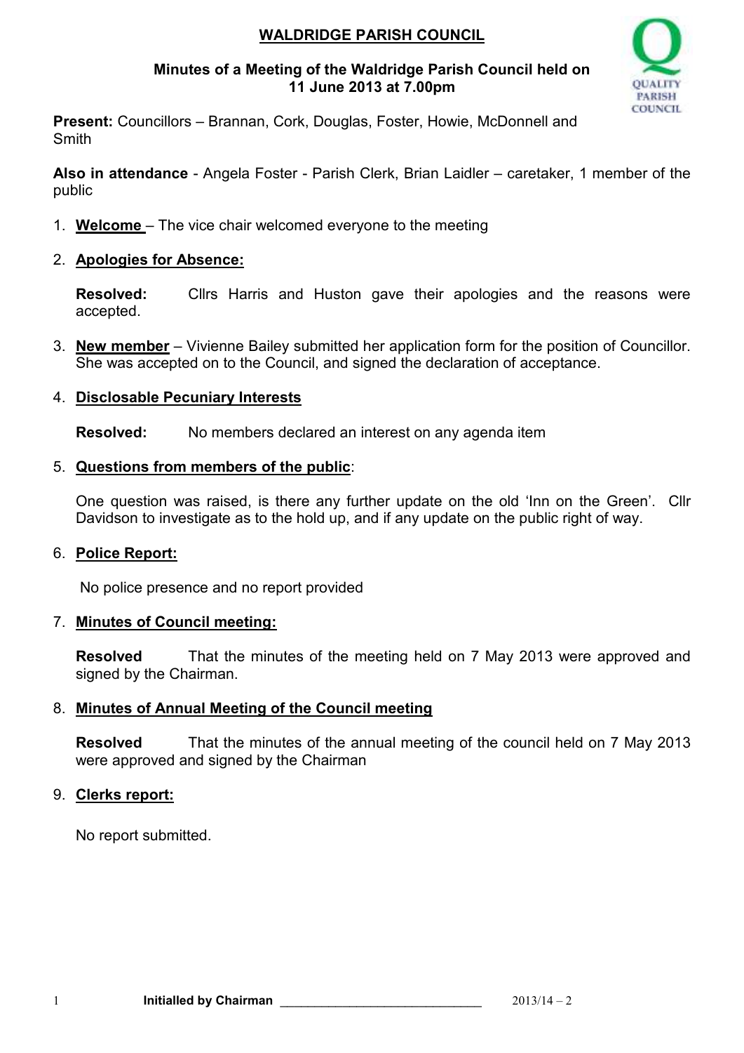# WALDRIDGE PARISH COUNCIL

**Minutes of a Meeting of the Waldridge Parish Council held on 11 June 2013 at 7.00pm**

**Present:** Councillors – Brannan, Cork, Douglas, Foster, Howie, McDonnell and Smith

**Also in attendance** - Angela Foster - Parish Clerk, Brian Laidler – caretaker, 1 member of the public

1. **Welcome** – The vice chair welcomed everyone to the meeting

2. **Apologies for Absence:**

   **Resolved:** Cllrs Harris and Huston gave their apologies and the reasons were accepted.

3. **New member** – Vivienne Bailey submitted her application form for the position of Councillor. She was accepted on to the Council, and signed the declaration of acceptance.

4. **Disclosable Pecuniary Interests**

   **Resolved:** No members declared an interest on any agenda item

5. **Questions from members of the public**:

   One question was raised, is there any further update on the old 'Inn on the Green'. Cllr Davidson to investigate as to the hold up, and if any update on the public right of way.

6. **Police Report:**

   No police presence and no report provided

7. **Minutes of Council meeting:**

   **Resolved** That the minutes of the meeting held on 7 May 2013 were approved and signed by the Chairman.

8. **Minutes of Annual Meeting of the Council meeting**

   **Resolved** That the minutes of the annual meeting of the council held on 7 May 2013 were approved and signed by the Chairman

9. **Clerks report:**

   No report submitted.

**Initialled by Chairman** ____________________________ 2013/14 – 2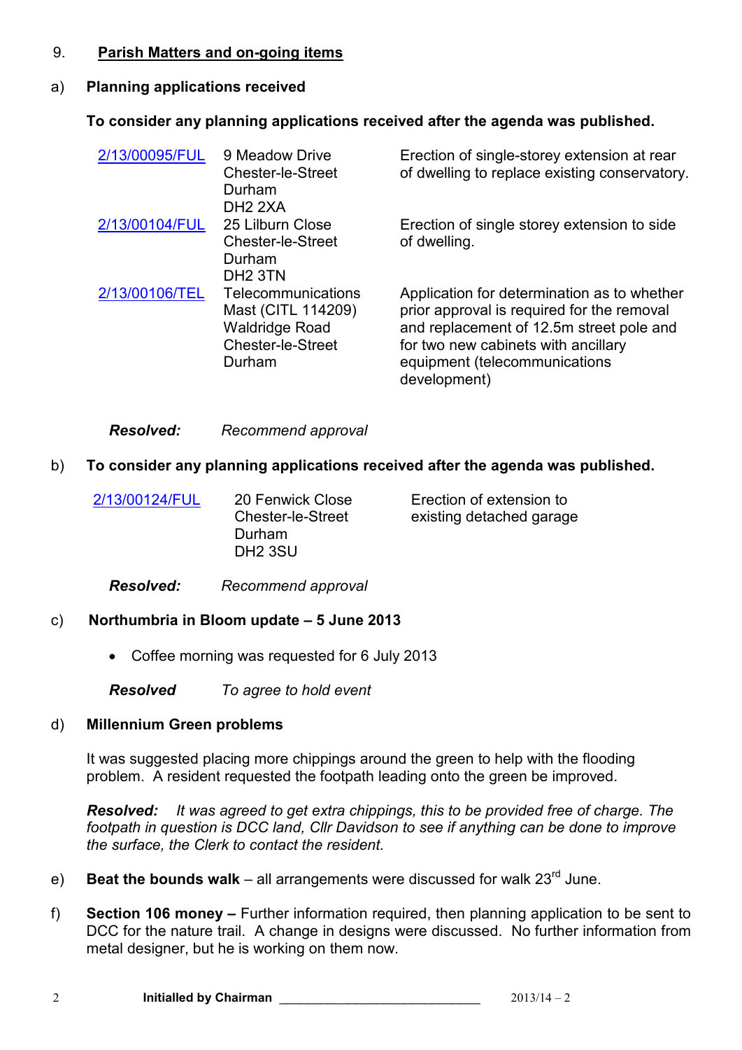9. **Parish Matters and on-going items**

a) **Planning applications received**

**To consider any planning applications received after the agenda was published.**

| | | |
|---|---|---|
| 2/13/00095/FUL | 9 Meadow Drive Chester-le-Street Durham DH2 2XA | Erection of single-storey extension at rear of dwelling to replace existing conservatory. |
| 2/13/00104/FUL | 25 Lilburn Close Chester-le-Street Durham DH2 3TN | Erection of single storey extension to side of dwelling. |
| 2/13/00106/TEL | Telecommunications Mast (CITL 114209) Waldridge Road Chester-le-Street Durham | Application for determination as to whether prior approval is required for the removal and replacement of 12.5m street pole and for two new cabinets with ancillary equipment (telecommunications development) |

***Resolved:*** *Recommend approval*

b) **To consider any planning applications received after the agenda was published.**

| | | |
|---|---|---|
| 2/13/00124/FUL | 20 Fenwick Close Chester-le-Street Durham DH2 3SU | Erection of extension to existing detached garage |

***Resolved:*** *Recommend approval*

c) **Northumbria in Bloom update – 5 June 2013**

- Coffee morning was requested for 6 July 2013

***Resolved*** *To agree to hold event*

d) **Millennium Green problems**

It was suggested placing more chippings around the green to help with the flooding problem. A resident requested the footpath leading onto the green be improved.

***Resolved:*** *It was agreed to get extra chippings, this to be provided free of charge. The footpath in question is DCC land, Cllr Davidson to see if anything can be done to improve the surface, the Clerk to contact the resident.*

e) **Beat the bounds walk** – all arrangements were discussed for walk 23rd June.

f) **Section 106 money –** Further information required, then planning application to be sent to DCC for the nature trail. A change in designs were discussed. No further information from metal designer, but he is working on them now.

**Initialled by Chairman** ____________________________ 2013/14 – 2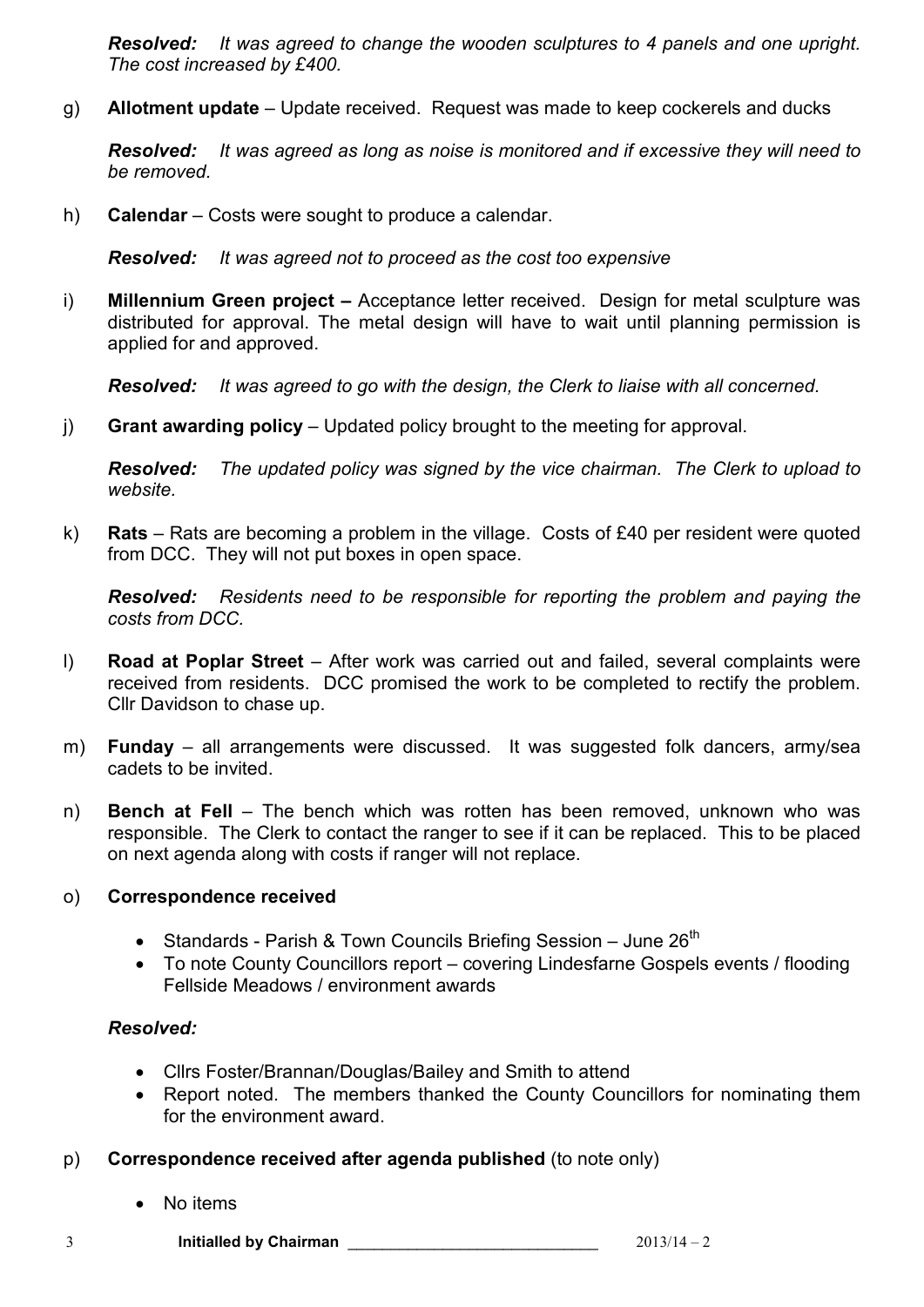***Resolved:*** *It was agreed to change the wooden sculptures to 4 panels and one upright. The cost increased by £400.*

g) **Allotment update** – Update received. Request was made to keep cockerels and ducks

***Resolved:*** *It was agreed as long as noise is monitored and if excessive they will need to be removed.*

h) **Calendar** – Costs were sought to produce a calendar.

***Resolved:*** *It was agreed not to proceed as the cost too expensive*

i) **Millennium Green project –** Acceptance letter received. Design for metal sculpture was distributed for approval. The metal design will have to wait until planning permission is applied for and approved.

***Resolved:*** *It was agreed to go with the design, the Clerk to liaise with all concerned.*

j) **Grant awarding policy** – Updated policy brought to the meeting for approval.

***Resolved:*** *The updated policy was signed by the vice chairman. The Clerk to upload to website.*

k) **Rats** – Rats are becoming a problem in the village. Costs of £40 per resident were quoted from DCC. They will not put boxes in open space.

***Resolved:*** *Residents need to be responsible for reporting the problem and paying the costs from DCC.*

l) **Road at Poplar Street** – After work was carried out and failed, several complaints were received from residents. DCC promised the work to be completed to rectify the problem. Cllr Davidson to chase up.

m) **Funday** – all arrangements were discussed. It was suggested folk dancers, army/sea cadets to be invited.

n) **Bench at Fell** – The bench which was rotten has been removed, unknown who was responsible. The Clerk to contact the ranger to see if it can be replaced. This to be placed on next agenda along with costs if ranger will not replace.

o) **Correspondence received**

- Standards - Parish & Town Councils Briefing Session – June 26th
- To note County Councillors report – covering Lindesfarne Gospels events / flooding Fellside Meadows / environment awards

***Resolved:***

- Cllrs Foster/Brannan/Douglas/Bailey and Smith to attend
- Report noted. The members thanked the County Councillors for nominating them for the environment award.

p) **Correspondence received after agenda published** (to note only)

- No items

**Initialled by Chairman** ____________________________ 2013/14 – 2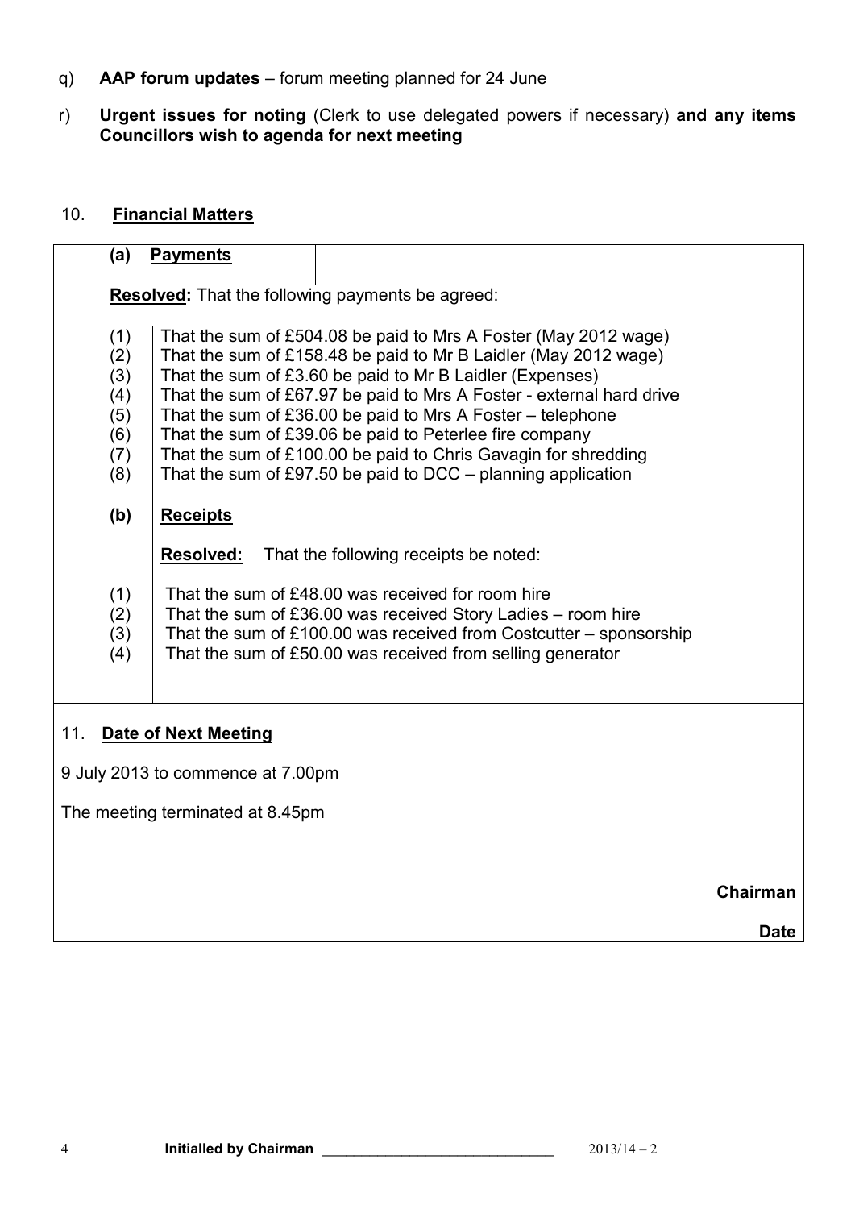q) **AAP forum updates** – forum meeting planned for 24 June

r) **Urgent issues for noting** (Clerk to use delegated powers if necessary) **and any items Councillors wish to agenda for next meeting**

10. **Financial Matters**

**(a) Payments**

**Resolved:** That the following payments be agreed:

| | |
|---|---|
| (1) | That the sum of £504.08 be paid to Mrs A Foster (May 2012 wage) |
| (2) | That the sum of £158.48 be paid to Mr B Laidler (May 2012 wage) |
| (3) | That the sum of £3.60 be paid to Mr B Laidler (Expenses) |
| (4) | That the sum of £67.97 be paid to Mrs A Foster - external hard drive |
| (5) | That the sum of £36.00 be paid to Mrs A Foster – telephone |
| (6) | That the sum of £39.06 be paid to Peterlee fire company |
| (7) | That the sum of £100.00 be paid to Chris Gavagin for shredding |
| (8) | That the sum of £97.50 be paid to DCC – planning application |

**(b) Receipts**

**Resolved:** That the following receipts be noted:

| | |
|---|---|
| (1) | That the sum of £48.00 was received for room hire |
| (2) | That the sum of £36.00 was received Story Ladies – room hire |
| (3) | That the sum of £100.00 was received from Costcutter – sponsorship |
| (4) | That the sum of £50.00 was received from selling generator |

11. **Date of Next Meeting**

9 July 2013 to commence at 7.00pm

The meeting terminated at 8.45pm

**Chairman**

**Date**

**Initialled by Chairman** ______________________________ 2013/14 – 2